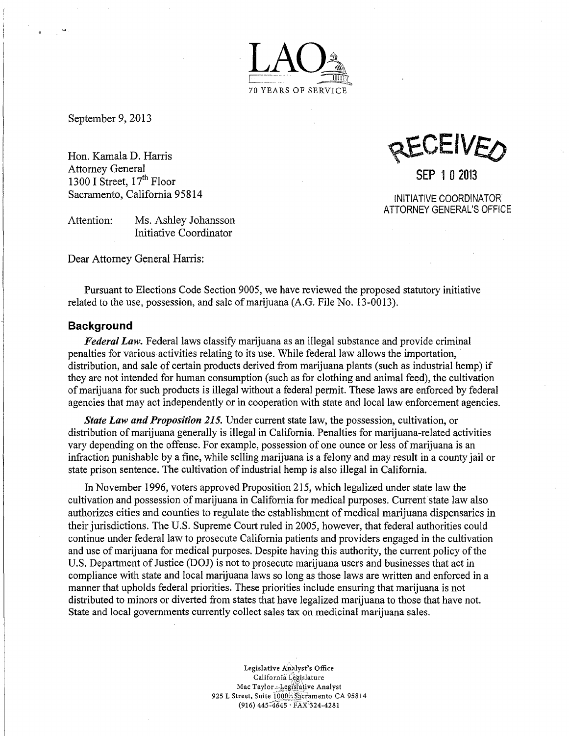LAO

70 YEARS OF SERVICE

September 9, 2013

Hon. Kamala D. Harris
Attorney General
1300 I Street, 17th Floor
Sacramento, California 95814

RECEIVED

SEP 10 2013

INITIATIVE COORDINATOR
ATTORNEY GENERAL'S OFFICE

Attention: Ms. Ashley Johansson
Initiative Coordinator

Dear Attorney General Harris:

Pursuant to Elections Code Section 9005, we have reviewed the proposed statutory initiative related to the use, possession, and sale of marijuana (A.G. File No. 13-0013).

## Background

***Federal Law.*** Federal laws classify marijuana as an illegal substance and provide criminal penalties for various activities relating to its use. While federal law allows the importation, distribution, and sale of certain products derived from marijuana plants (such as industrial hemp) if they are not intended for human consumption (such as for clothing and animal feed), the cultivation of marijuana for such products is illegal without a federal permit. These laws are enforced by federal agencies that may act independently or in cooperation with state and local law enforcement agencies.

***State Law and Proposition 215.*** Under current state law, the possession, cultivation, or distribution of marijuana generally is illegal in California. Penalties for marijuana-related activities vary depending on the offense. For example, possession of one ounce or less of marijuana is an infraction punishable by a fine, while selling marijuana is a felony and may result in a county jail or state prison sentence. The cultivation of industrial hemp is also illegal in California.

In November 1996, voters approved Proposition 215, which legalized under state law the cultivation and possession of marijuana in California for medical purposes. Current state law also authorizes cities and counties to regulate the establishment of medical marijuana dispensaries in their jurisdictions. The U.S. Supreme Court ruled in 2005, however, that federal authorities could continue under federal law to prosecute California patients and providers engaged in the cultivation and use of marijuana for medical purposes. Despite having this authority, the current policy of the U.S. Department of Justice (DOJ) is not to prosecute marijuana users and businesses that act in compliance with state and local marijuana laws so long as those laws are written and enforced in a manner that upholds federal priorities. These priorities include ensuring that marijuana is not distributed to minors or diverted from states that have legalized marijuana to those that have not. State and local governments currently collect sales tax on medicinal marijuana sales.

Legislative Analyst's Office
California Legislature
Mac Taylor - Legislative Analyst
925 L Street, Suite 1000 · Sacramento CA 95814
(916) 445-4645 · FAX 324-4281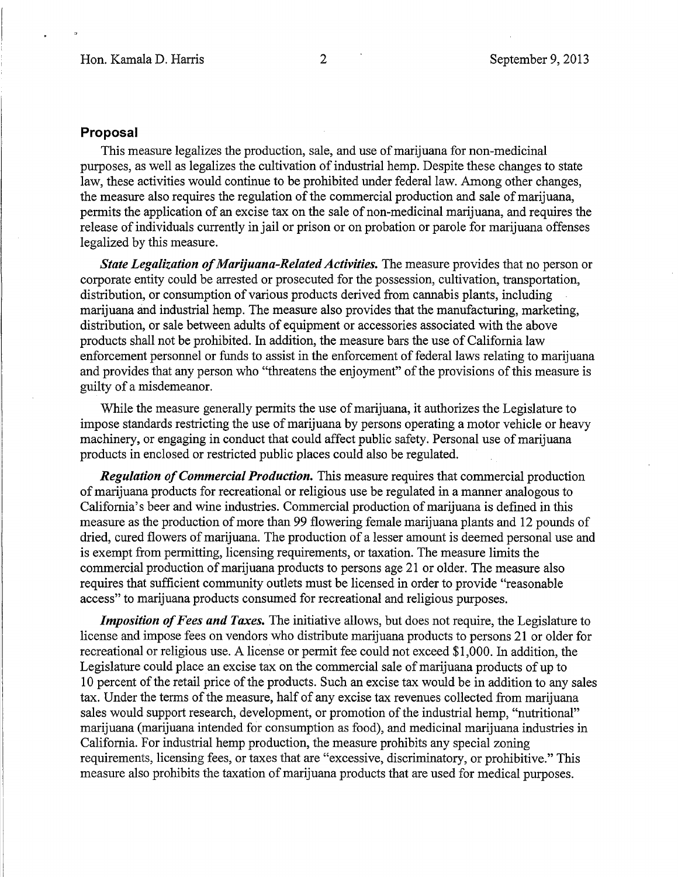## Proposal

This measure legalizes the production, sale, and use of marijuana for non-medicinal purposes, as well as legalizes the cultivation of industrial hemp. Despite these changes to state law, these activities would continue to be prohibited under federal law. Among other changes, the measure also requires the regulation of the commercial production and sale of marijuana, permits the application of an excise tax on the sale of non-medicinal marijuana, and requires the release of individuals currently in jail or prison or on probation or parole for marijuana offenses legalized by this measure.

***State Legalization of Marijuana-Related Activities.*** The measure provides that no person or corporate entity could be arrested or prosecuted for the possession, cultivation, transportation, distribution, or consumption of various products derived from cannabis plants, including marijuana and industrial hemp. The measure also provides that the manufacturing, marketing, distribution, or sale between adults of equipment or accessories associated with the above products shall not be prohibited. In addition, the measure bars the use of California law enforcement personnel or funds to assist in the enforcement of federal laws relating to marijuana and provides that any person who "threatens the enjoyment" of the provisions of this measure is guilty of a misdemeanor.

While the measure generally permits the use of marijuana, it authorizes the Legislature to impose standards restricting the use of marijuana by persons operating a motor vehicle or heavy machinery, or engaging in conduct that could affect public safety. Personal use of marijuana products in enclosed or restricted public places could also be regulated.

***Regulation of Commercial Production.*** This measure requires that commercial production of marijuana products for recreational or religious use be regulated in a manner analogous to California's beer and wine industries. Commercial production of marijuana is defined in this measure as the production of more than 99 flowering female marijuana plants and 12 pounds of dried, cured flowers of marijuana. The production of a lesser amount is deemed personal use and is exempt from permitting, licensing requirements, or taxation. The measure limits the commercial production of marijuana products to persons age 21 or older. The measure also requires that sufficient community outlets must be licensed in order to provide "reasonable access" to marijuana products consumed for recreational and religious purposes.

***Imposition of Fees and Taxes.*** The initiative allows, but does not require, the Legislature to license and impose fees on vendors who distribute marijuana products to persons 21 or older for recreational or religious use. A license or permit fee could not exceed $1,000. In addition, the Legislature could place an excise tax on the commercial sale of marijuana products of up to 10 percent of the retail price of the products. Such an excise tax would be in addition to any sales tax. Under the terms of the measure, half of any excise tax revenues collected from marijuana sales would support research, development, or promotion of the industrial hemp, "nutritional" marijuana (marijuana intended for consumption as food), and medicinal marijuana industries in California. For industrial hemp production, the measure prohibits any special zoning requirements, licensing fees, or taxes that are "excessive, discriminatory, or prohibitive." This measure also prohibits the taxation of marijuana products that are used for medical purposes.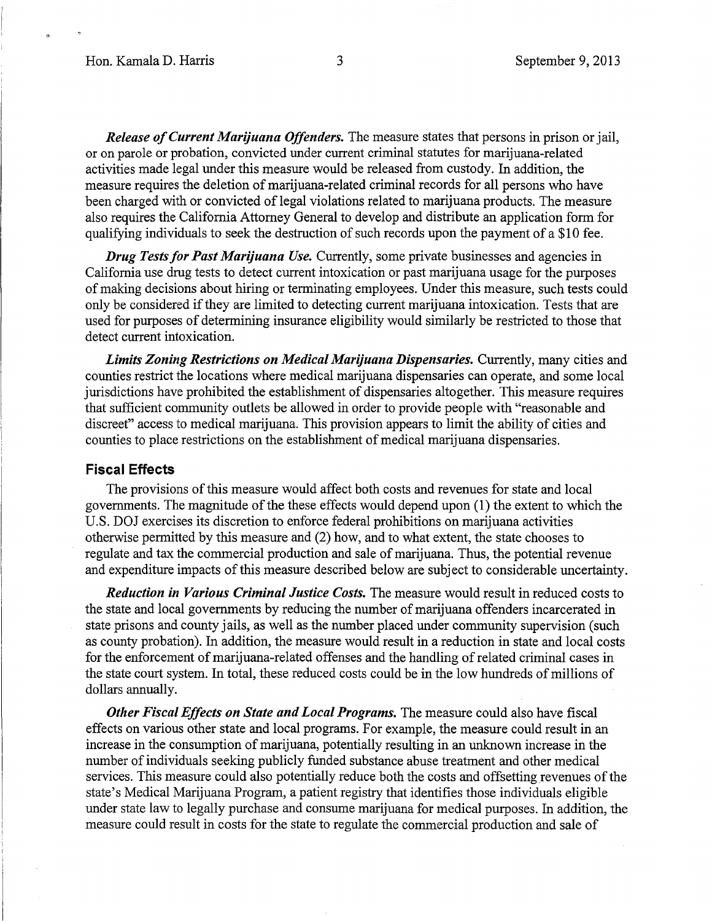***Release of Current Marijuana Offenders.*** The measure states that persons in prison or jail, or on parole or probation, convicted under current criminal statutes for marijuana-related activities made legal under this measure would be released from custody. In addition, the measure requires the deletion of marijuana-related criminal records for all persons who have been charged with or convicted of legal violations related to marijuana products. The measure also requires the California Attorney General to develop and distribute an application form for qualifying individuals to seek the destruction of such records upon the payment of a $10 fee.

***Drug Tests for Past Marijuana Use.*** Currently, some private businesses and agencies in California use drug tests to detect current intoxication or past marijuana usage for the purposes of making decisions about hiring or terminating employees. Under this measure, such tests could only be considered if they are limited to detecting current marijuana intoxication. Tests that are used for purposes of determining insurance eligibility would similarly be restricted to those that detect current intoxication.

***Limits Zoning Restrictions on Medical Marijuana Dispensaries.*** Currently, many cities and counties restrict the locations where medical marijuana dispensaries can operate, and some local jurisdictions have prohibited the establishment of dispensaries altogether. This measure requires that sufficient community outlets be allowed in order to provide people with "reasonable and discreet" access to medical marijuana. This provision appears to limit the ability of cities and counties to place restrictions on the establishment of medical marijuana dispensaries.

## Fiscal Effects

The provisions of this measure would affect both costs and revenues for state and local governments. The magnitude of the these effects would depend upon (1) the extent to which the U.S. DOJ exercises its discretion to enforce federal prohibitions on marijuana activities otherwise permitted by this measure and (2) how, and to what extent, the state chooses to regulate and tax the commercial production and sale of marijuana. Thus, the potential revenue and expenditure impacts of this measure described below are subject to considerable uncertainty.

***Reduction in Various Criminal Justice Costs.*** The measure would result in reduced costs to the state and local governments by reducing the number of marijuana offenders incarcerated in state prisons and county jails, as well as the number placed under community supervision (such as county probation). In addition, the measure would result in a reduction in state and local costs for the enforcement of marijuana-related offenses and the handling of related criminal cases in the state court system. In total, these reduced costs could be in the low hundreds of millions of dollars annually.

***Other Fiscal Effects on State and Local Programs.*** The measure could also have fiscal effects on various other state and local programs. For example, the measure could result in an increase in the consumption of marijuana, potentially resulting in an unknown increase in the number of individuals seeking publicly funded substance abuse treatment and other medical services. This measure could also potentially reduce both the costs and offsetting revenues of the state's Medical Marijuana Program, a patient registry that identifies those individuals eligible under state law to legally purchase and consume marijuana for medical purposes. In addition, the measure could result in costs for the state to regulate the commercial production and sale of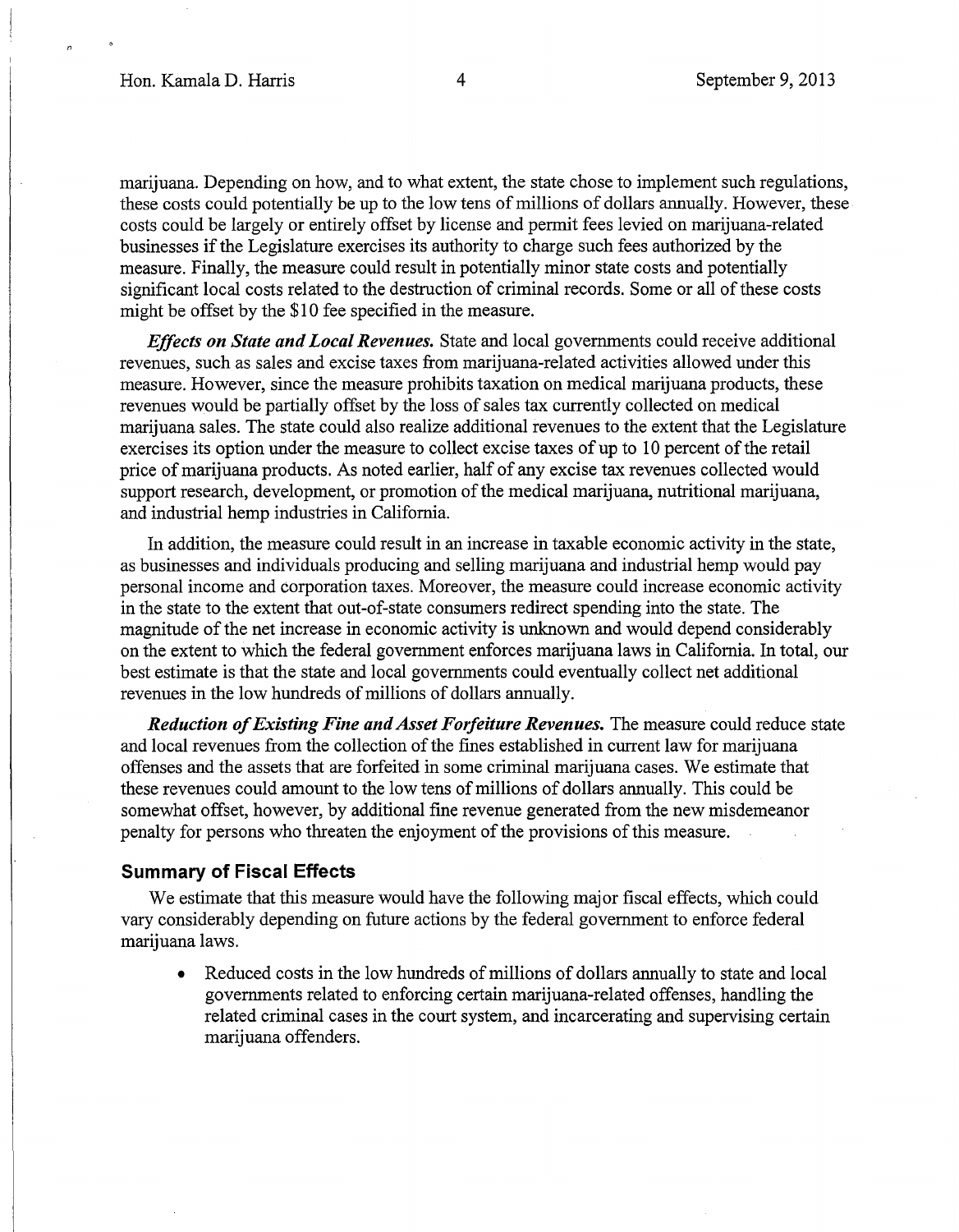marijuana. Depending on how, and to what extent, the state chose to implement such regulations, these costs could potentially be up to the low tens of millions of dollars annually. However, these costs could be largely or entirely offset by license and permit fees levied on marijuana-related businesses if the Legislature exercises its authority to charge such fees authorized by the measure. Finally, the measure could result in potentially minor state costs and potentially significant local costs related to the destruction of criminal records. Some or all of these costs might be offset by the $10 fee specified in the measure.

***Effects on State and Local Revenues.*** State and local governments could receive additional revenues, such as sales and excise taxes from marijuana-related activities allowed under this measure. However, since the measure prohibits taxation on medical marijuana products, these revenues would be partially offset by the loss of sales tax currently collected on medical marijuana sales. The state could also realize additional revenues to the extent that the Legislature exercises its option under the measure to collect excise taxes of up to 10 percent of the retail price of marijuana products. As noted earlier, half of any excise tax revenues collected would support research, development, or promotion of the medical marijuana, nutritional marijuana, and industrial hemp industries in California.

In addition, the measure could result in an increase in taxable economic activity in the state, as businesses and individuals producing and selling marijuana and industrial hemp would pay personal income and corporation taxes. Moreover, the measure could increase economic activity in the state to the extent that out-of-state consumers redirect spending into the state. The magnitude of the net increase in economic activity is unknown and would depend considerably on the extent to which the federal government enforces marijuana laws in California. In total, our best estimate is that the state and local governments could eventually collect net additional revenues in the low hundreds of millions of dollars annually.

***Reduction of Existing Fine and Asset Forfeiture Revenues.*** The measure could reduce state and local revenues from the collection of the fines established in current law for marijuana offenses and the assets that are forfeited in some criminal marijuana cases. We estimate that these revenues could amount to the low tens of millions of dollars annually. This could be somewhat offset, however, by additional fine revenue generated from the new misdemeanor penalty for persons who threaten the enjoyment of the provisions of this measure.

## Summary of Fiscal Effects

We estimate that this measure would have the following major fiscal effects, which could vary considerably depending on future actions by the federal government to enforce federal marijuana laws.

- Reduced costs in the low hundreds of millions of dollars annually to state and local governments related to enforcing certain marijuana-related offenses, handling the related criminal cases in the court system, and incarcerating and supervising certain marijuana offenders.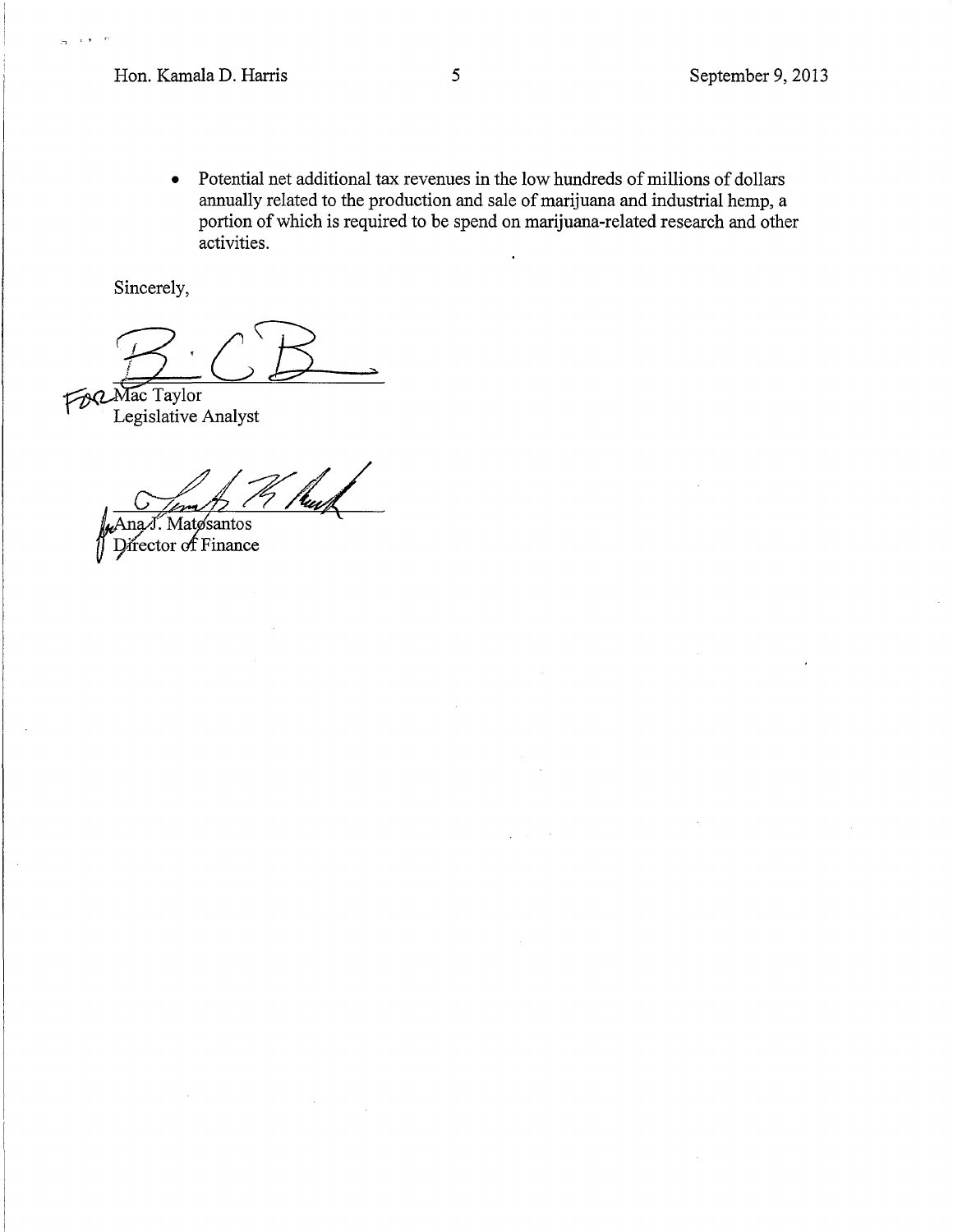- Potential net additional tax revenues in the low hundreds of millions of dollars annually related to the production and sale of marijuana and industrial hemp, a portion of which is required to be spend on marijuana-related research and other activities.

Sincerely,

FOR Mac Taylor
Legislative Analyst

for Ana J. Matosantos
Director of Finance